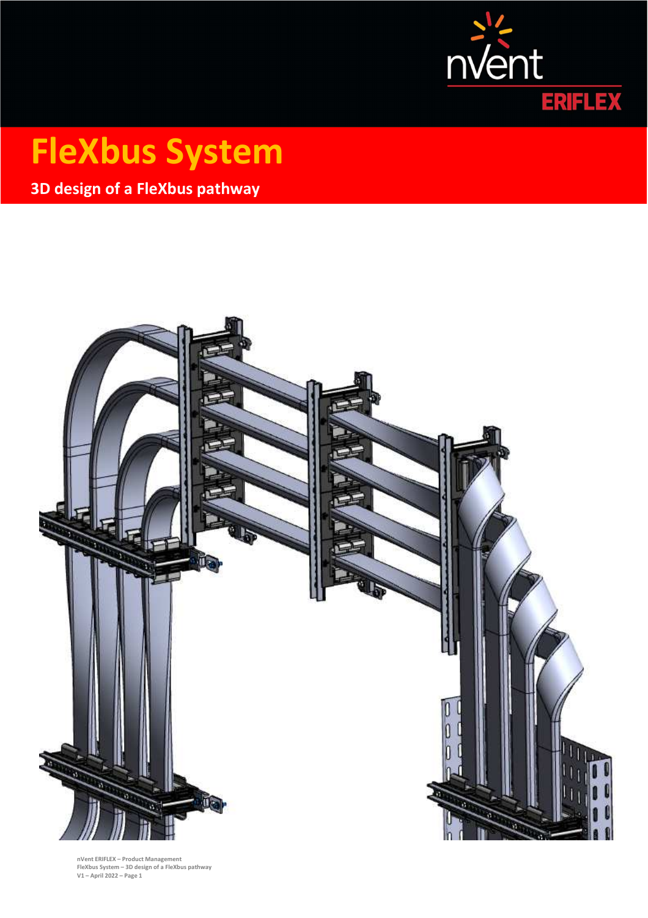# FleXbus System

## 3D design of a FleXbus pathway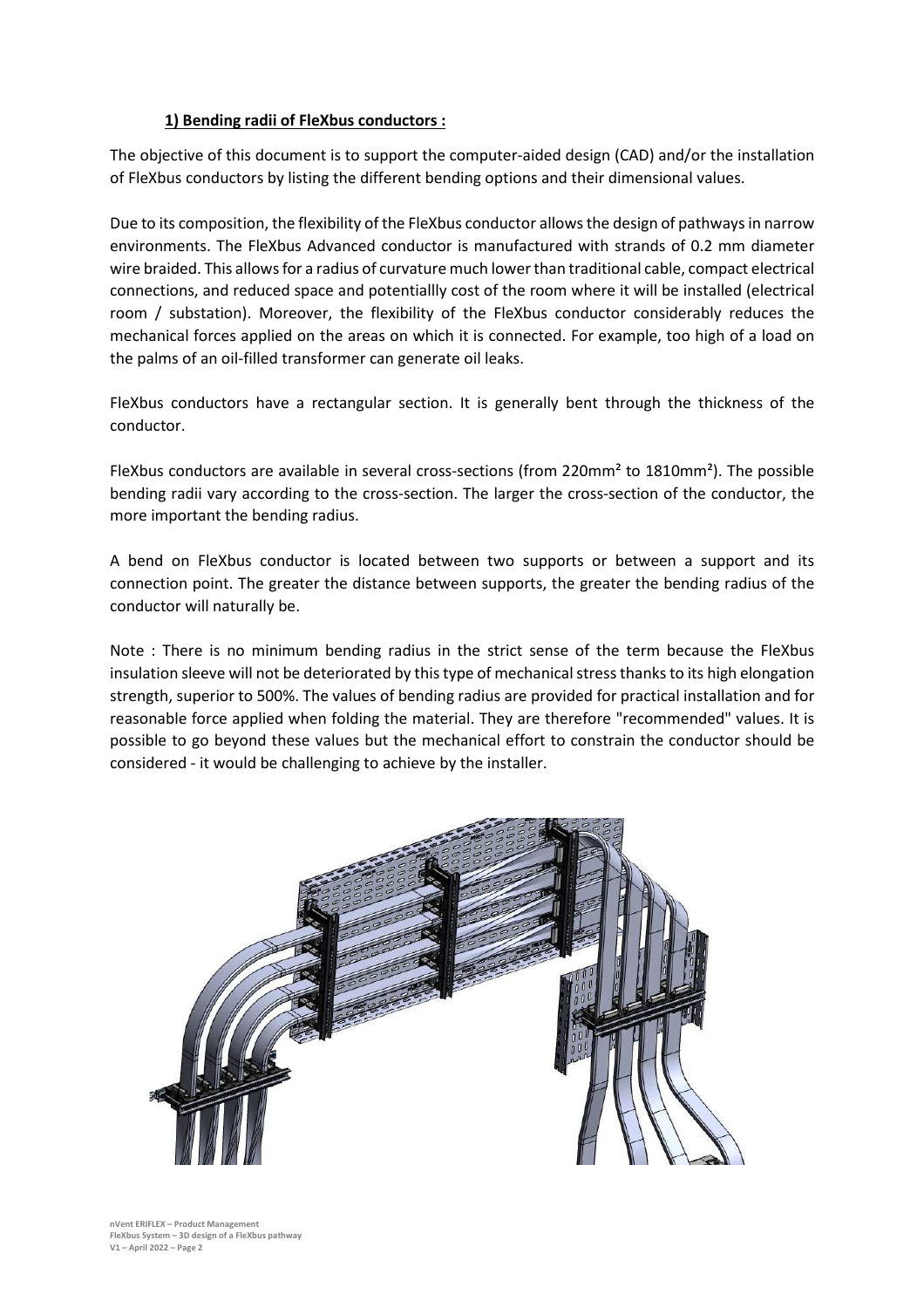## 1) Bending radii of FleXbus conductors :

The objective of this document is to support the computer-aided design (CAD) and/or the installation of FleXbus conductors by listing the different bending options and their dimensional values.

Due to its composition, the flexibility of the FleXbus conductor allows the design of pathways in narrow environments. The FleXbus Advanced conductor is manufactured with strands of 0.2 mm diameter wire braided. This allows for a radius of curvature much lower than traditional cable, compact electrical connections, and reduced space and potentiallly cost of the room where it will be installed (electrical room / substation). Moreover, the flexibility of the FleXbus conductor considerably reduces the mechanical forces applied on the areas on which it is connected. For example, too high of a load on the palms of an oil-filled transformer can generate oil leaks.

FleXbus conductors have a rectangular section. It is generally bent through the thickness of the conductor.

FleXbus conductors are available in several cross-sections (from 220mm² to 1810mm²). The possible bending radii vary according to the cross-section. The larger the cross-section of the conductor, the more important the bending radius.

A bend on FleXbus conductor is located between two supports or between a support and its connection point. The greater the distance between supports, the greater the bending radius of the conductor will naturally be.

Note : There is no minimum bending radius in the strict sense of the term because the FleXbus insulation sleeve will not be deteriorated by this type of mechanical stress thanks to its high elongation strength, superior to 500%. The values of bending radius are provided for practical installation and for reasonable force applied when folding the material. They are therefore "recommended" values. It is possible to go beyond these values but the mechanical effort to constrain the conductor should be considered - it would be challenging to achieve by the installer.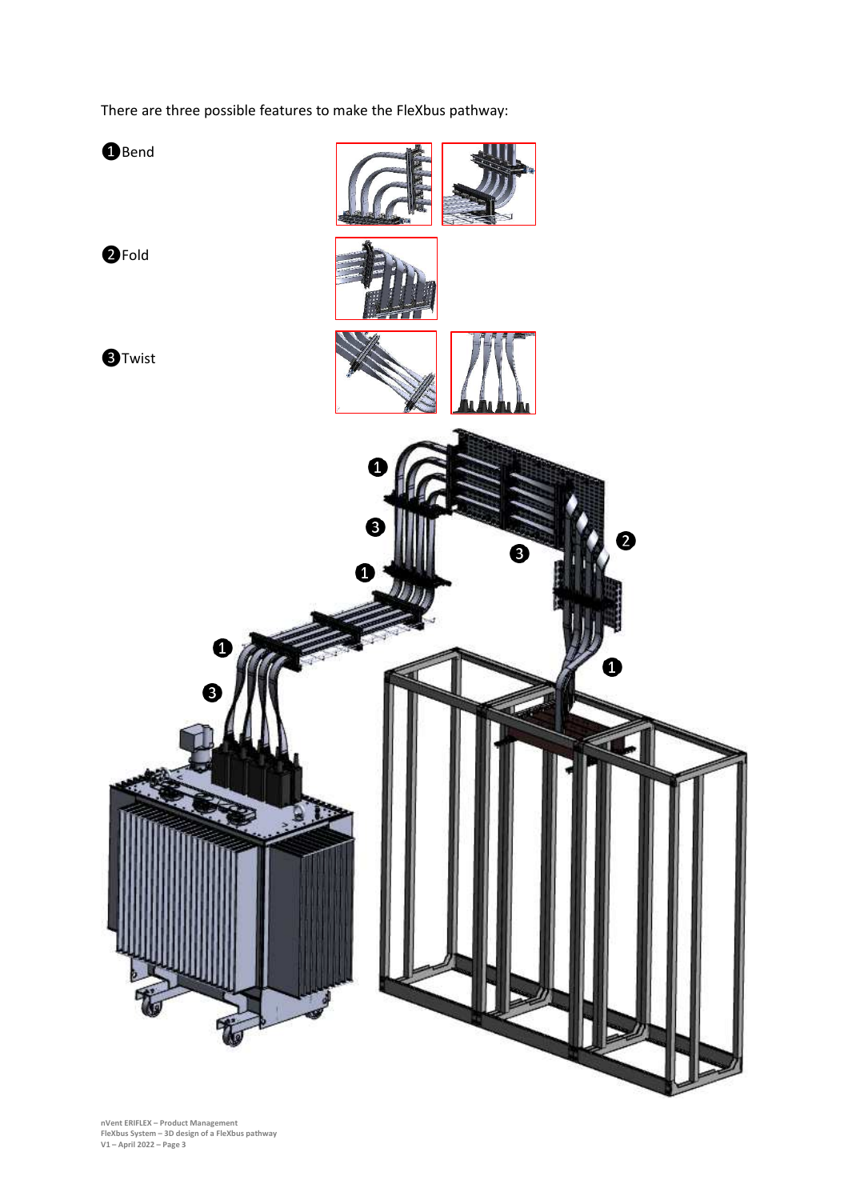There are three possible features to make the FleXbus pathway:

1. Bend
2. Fold
3. Twist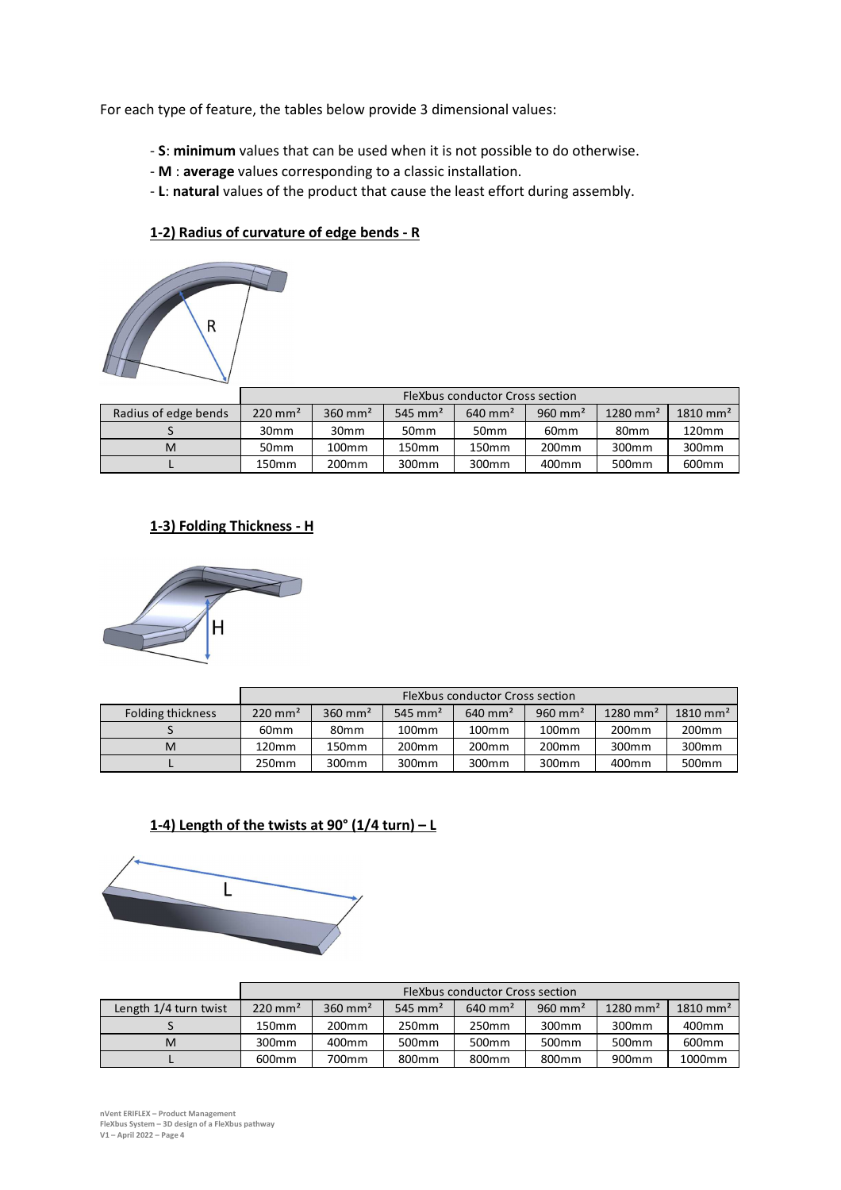For each type of feature, the tables below provide 3 dimensional values:

- **S**: **minimum** values that can be used when it is not possible to do otherwise.
- **M** : **average** values corresponding to a classic installation.
- **L**: **natural** values of the product that cause the least effort during assembly.

### 1-2) Radius of curvature of edge bends - R

| | FleXbus conductor Cross section | | | | | | |
|---|---|---|---|---|---|---|---|
| Radius of edge bends | 220 mm² | 360 mm² | 545 mm² | 640 mm² | 960 mm² | 1280 mm² | 1810 mm² |
| S | 30mm | 30mm | 50mm | 50mm | 60mm | 80mm | 120mm |
| M | 50mm | 100mm | 150mm | 150mm | 200mm | 300mm | 300mm |
| L | 150mm | 200mm | 300mm | 300mm | 400mm | 500mm | 600mm |

### 1-3) Folding Thickness - H

| | FleXbus conductor Cross section | | | | | | |
|---|---|---|---|---|---|---|---|
| Folding thickness | 220 mm² | 360 mm² | 545 mm² | 640 mm² | 960 mm² | 1280 mm² | 1810 mm² |
| S | 60mm | 80mm | 100mm | 100mm | 100mm | 200mm | 200mm |
| M | 120mm | 150mm | 200mm | 200mm | 200mm | 300mm | 300mm |
| L | 250mm | 300mm | 300mm | 300mm | 300mm | 400mm | 500mm |

### 1-4) Length of the twists at 90° (1/4 turn) – L

| | FleXbus conductor Cross section | | | | | | |
|---|---|---|---|---|---|---|---|
| Length 1/4 turn twist | 220 mm² | 360 mm² | 545 mm² | 640 mm² | 960 mm² | 1280 mm² | 1810 mm² |
| S | 150mm | 200mm | 250mm | 250mm | 300mm | 300mm | 400mm |
| M | 300mm | 400mm | 500mm | 500mm | 500mm | 500mm | 600mm |
| L | 600mm | 700mm | 800mm | 800mm | 800mm | 900mm | 1000mm |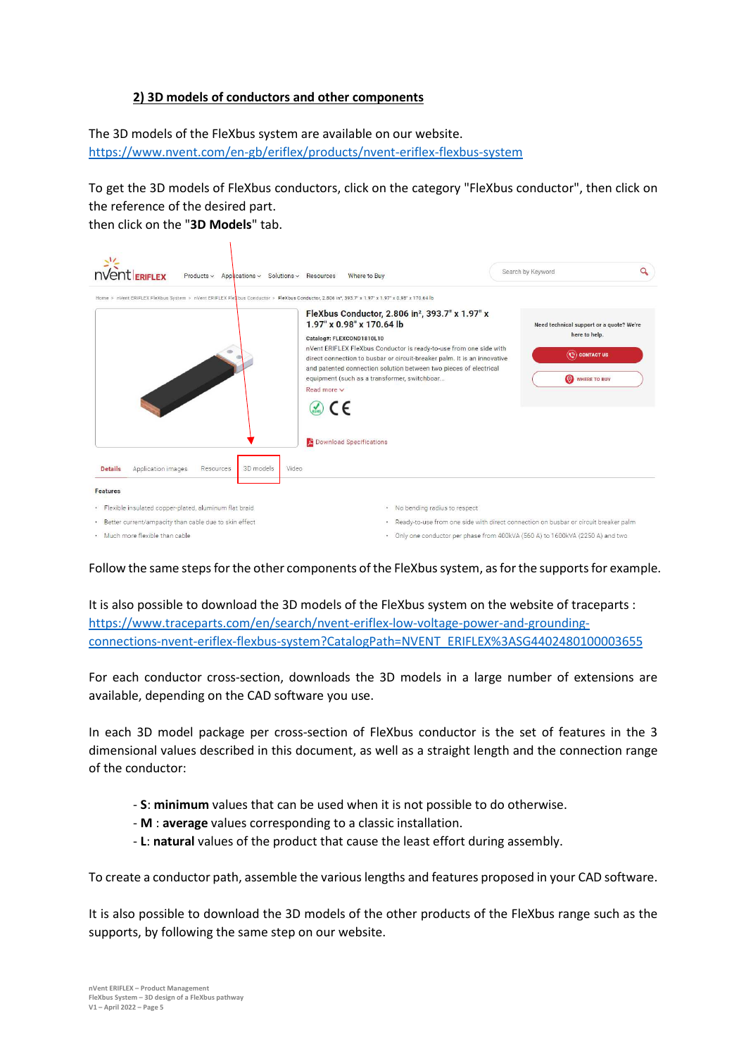**2) 3D models of conductors and other components**

The 3D models of the FleXbus system are available on our website.
https://www.nvent.com/en-gb/eriflex/products/nvent-eriflex-flexbus-system

To get the 3D models of FleXbus conductors, click on the category "FleXbus conductor", then click on the reference of the desired part.
then click on the "**3D Models**" tab.

Follow the same steps for the other components of the FleXbus system, as for the supports for example.

It is also possible to download the 3D models of the FleXbus system on the website of traceparts :
https://www.traceparts.com/en/search/nvent-eriflex-low-voltage-power-and-grounding-connections-nvent-eriflex-flexbus-system?CatalogPath=NVENT_ERIFLEX%3ASG4402480100003655

For each conductor cross-section, downloads the 3D models in a large number of extensions are available, depending on the CAD software you use.

In each 3D model package per cross-section of FleXbus conductor is the set of features in the 3 dimensional values described in this document, as well as a straight length and the connection range of the conductor:

- **S**: **minimum** values that can be used when it is not possible to do otherwise.
- **M** : **average** values corresponding to a classic installation.
- **L**: **natural** values of the product that cause the least effort during assembly.

To create a conductor path, assemble the various lengths and features proposed in your CAD software.

It is also possible to download the 3D models of the other products of the FleXbus range such as the supports, by following the same step on our website.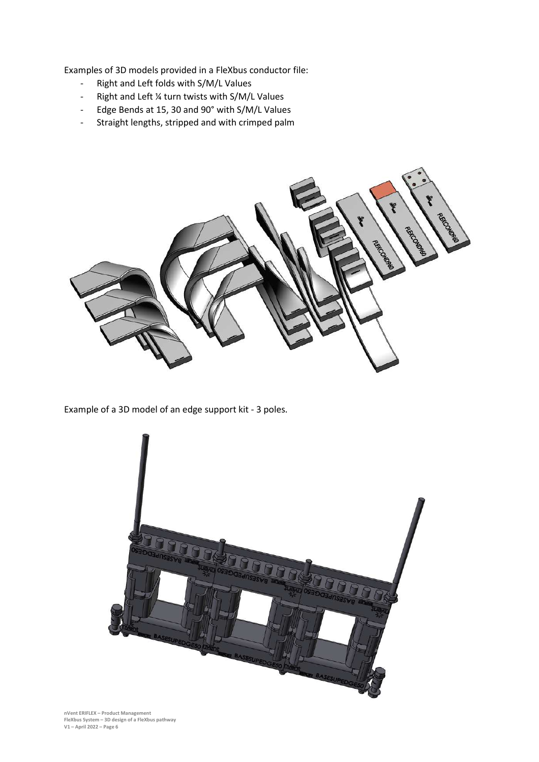Examples of 3D models provided in a FleXbus conductor file:

- Right and Left folds with S/M/L Values
- Right and Left ¼ turn twists with S/M/L Values
- Edge Bends at 15, 30 and 90° with S/M/L Values
- Straight lengths, stripped and with crimped palm

Example of a 3D model of an edge support kit - 3 poles.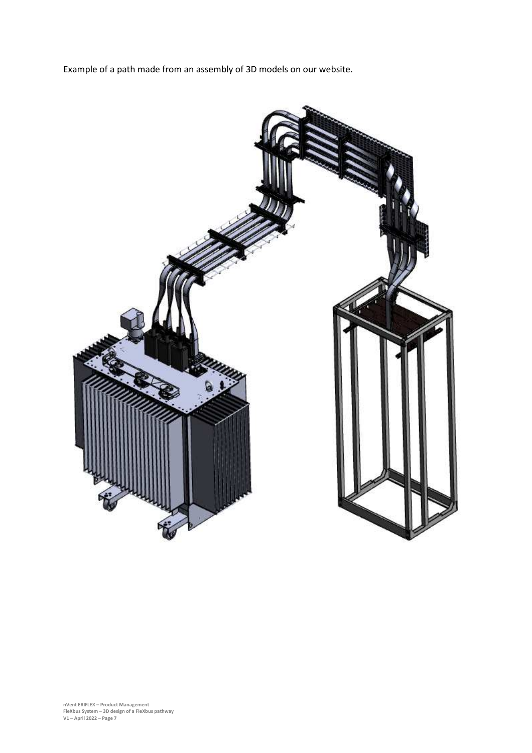Example of a path made from an assembly of 3D models on our website.